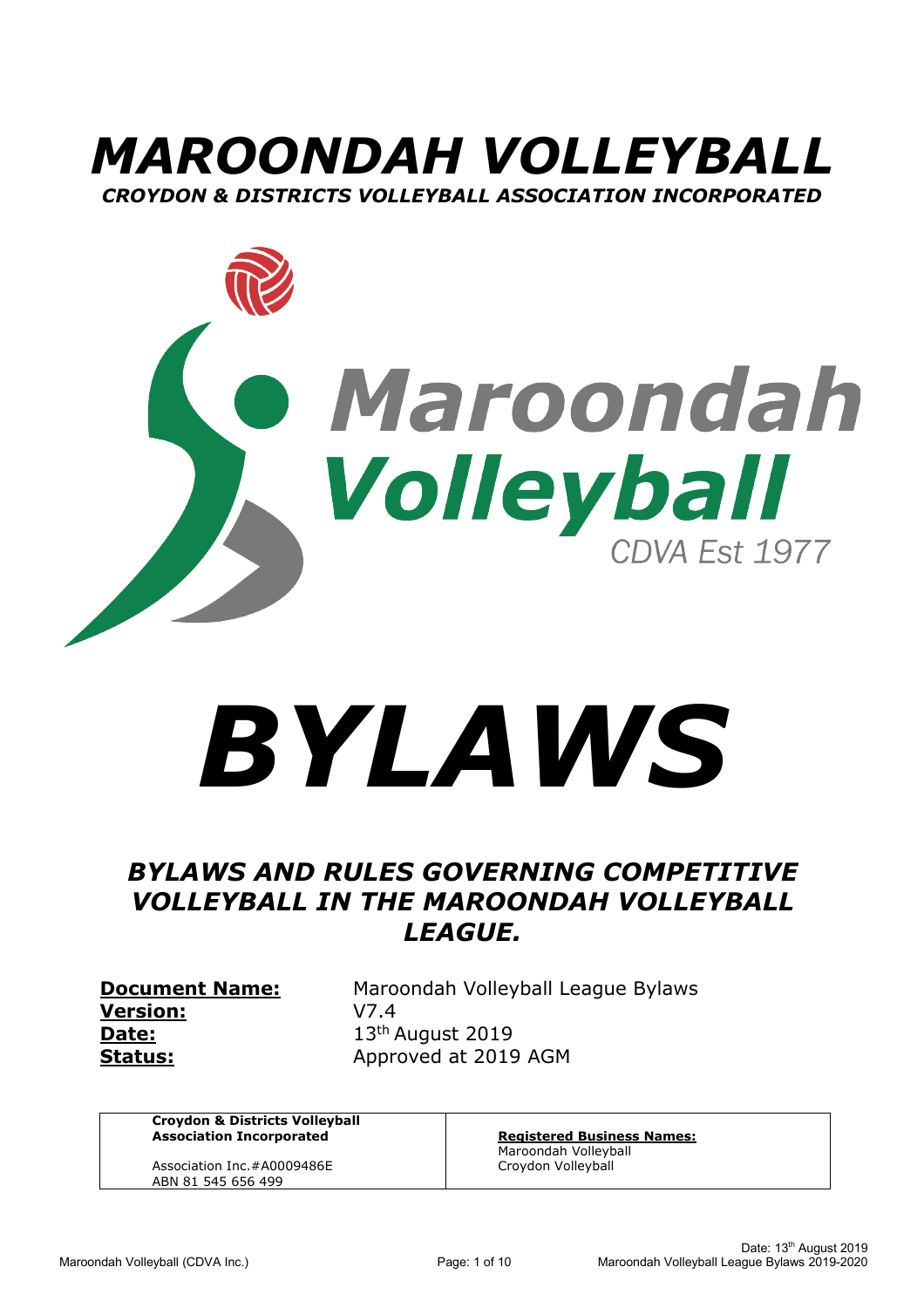# *MAROONDAH VOLLEYBALL*

***CROYDON & DISTRICTS VOLLEYBALL ASSOCIATION INCORPORATED***

# *BYLAWS*

## *BYLAWS AND RULES GOVERNING COMPETITIVE VOLLEYBALL IN THE MAROONDAH VOLLEYBALL LEAGUE.*

| | |
|---|---|
| **Document Name:** | Maroondah Volleyball League Bylaws |
| **Version:** | V7.4 |
| **Date:** | 13th August 2019 |
| **Status:** | Approved at 2019 AGM |

| | |
|---|---|
| **Croydon & Districts Volleyball Association Incorporated**<br><br>Association Inc.#A0009486E<br>ABN 81 545 656 499 | **Registered Business Names:**<br>Maroondah Volleyball<br>Croydon Volleyball |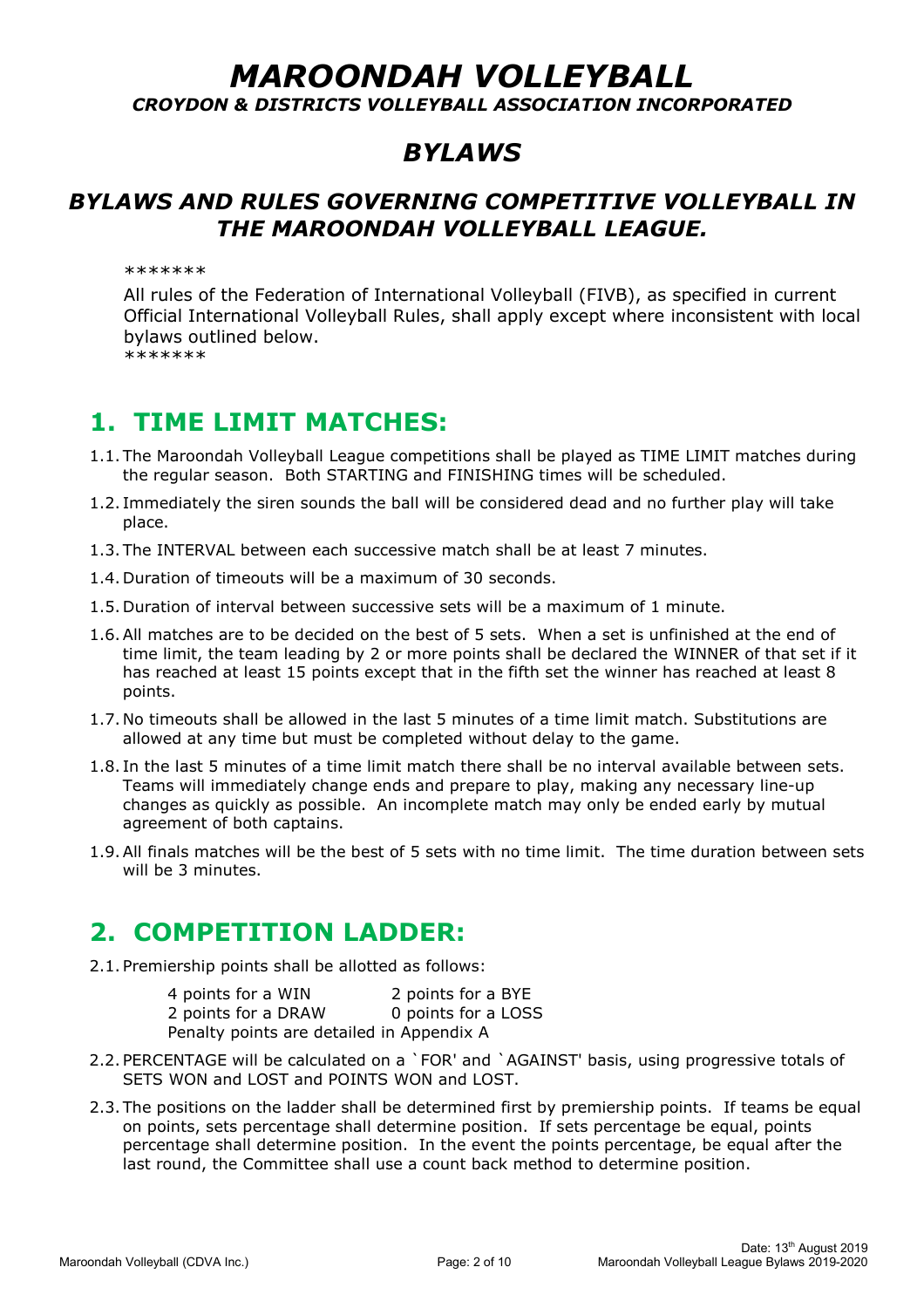# *MAROONDAH VOLLEYBALL*

***CROYDON & DISTRICTS VOLLEYBALL ASSOCIATION INCORPORATED***

## *BYLAWS*

## *BYLAWS AND RULES GOVERNING COMPETITIVE VOLLEYBALL IN THE MAROONDAH VOLLEYBALL LEAGUE.*

*******

All rules of the Federation of International Volleyball (FIVB), as specified in current Official International Volleyball Rules, shall apply except where inconsistent with local bylaws outlined below.

*******

## 1. TIME LIMIT MATCHES:

1.1. The Maroondah Volleyball League competitions shall be played as TIME LIMIT matches during the regular season. Both STARTING and FINISHING times will be scheduled.

1.2. Immediately the siren sounds the ball will be considered dead and no further play will take place.

1.3. The INTERVAL between each successive match shall be at least 7 minutes.

1.4. Duration of timeouts will be a maximum of 30 seconds.

1.5. Duration of interval between successive sets will be a maximum of 1 minute.

1.6. All matches are to be decided on the best of 5 sets. When a set is unfinished at the end of time limit, the team leading by 2 or more points shall be declared the WINNER of that set if it has reached at least 15 points except that in the fifth set the winner has reached at least 8 points.

1.7. No timeouts shall be allowed in the last 5 minutes of a time limit match. Substitutions are allowed at any time but must be completed without delay to the game.

1.8. In the last 5 minutes of a time limit match there shall be no interval available between sets. Teams will immediately change ends and prepare to play, making any necessary line-up changes as quickly as possible. An incomplete match may only be ended early by mutual agreement of both captains.

1.9. All finals matches will be the best of 5 sets with no time limit. The time duration between sets will be 3 minutes.

## 2. COMPETITION LADDER:

2.1. Premiership points shall be allotted as follows:

| | |
|---|---|
| 4 points for a WIN | 2 points for a BYE |
| 2 points for a DRAW | 0 points for a LOSS |

Penalty points are detailed in Appendix A

2.2. PERCENTAGE will be calculated on a `FOR' and `AGAINST' basis, using progressive totals of SETS WON and LOST and POINTS WON and LOST.

2.3. The positions on the ladder shall be determined first by premiership points. If teams be equal on points, sets percentage shall determine position. If sets percentage be equal, points percentage shall determine position. In the event the points percentage, be equal after the last round, the Committee shall use a count back method to determine position.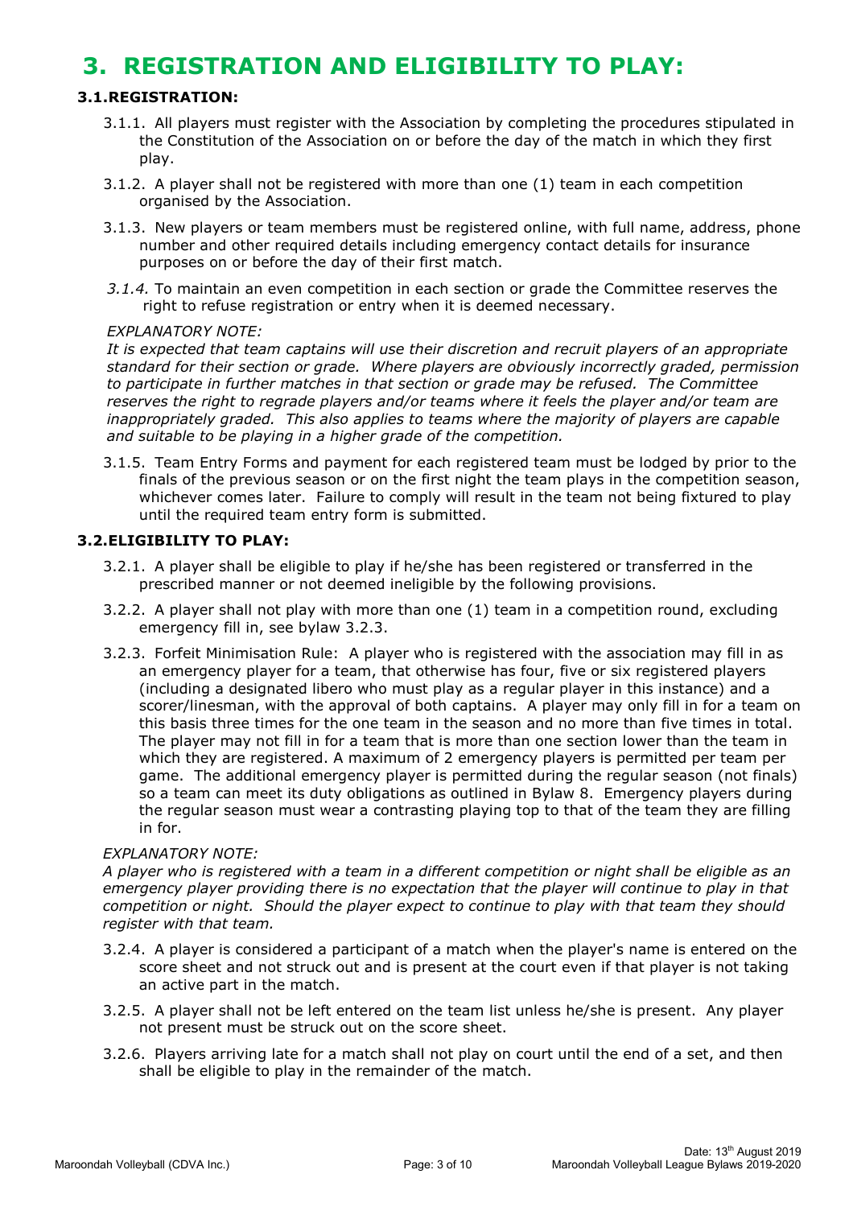# 3. REGISTRATION AND ELIGIBILITY TO PLAY:

### 3.1. REGISTRATION:

3.1.1. All players must register with the Association by completing the procedures stipulated in the Constitution of the Association on or before the day of the match in which they first play.

3.1.2. A player shall not be registered with more than one (1) team in each competition organised by the Association.

3.1.3. New players or team members must be registered online, with full name, address, phone number and other required details including emergency contact details for insurance purposes on or before the day of their first match.

*3.1.4.* To maintain an even competition in each section or grade the Committee reserves the right to refuse registration or entry when it is deemed necessary.

*EXPLANATORY NOTE:*
*It is expected that team captains will use their discretion and recruit players of an appropriate standard for their section or grade. Where players are obviously incorrectly graded, permission to participate in further matches in that section or grade may be refused. The Committee reserves the right to regrade players and/or teams where it feels the player and/or team are inappropriately graded. This also applies to teams where the majority of players are capable and suitable to be playing in a higher grade of the competition.*

3.1.5. Team Entry Forms and payment for each registered team must be lodged by prior to the finals of the previous season or on the first night the team plays in the competition season, whichever comes later. Failure to comply will result in the team not being fixtured to play until the required team entry form is submitted.

### 3.2. ELIGIBILITY TO PLAY:

3.2.1. A player shall be eligible to play if he/she has been registered or transferred in the prescribed manner or not deemed ineligible by the following provisions.

3.2.2. A player shall not play with more than one (1) team in a competition round, excluding emergency fill in, see bylaw 3.2.3.

3.2.3. Forfeit Minimisation Rule: A player who is registered with the association may fill in as an emergency player for a team, that otherwise has four, five or six registered players (including a designated libero who must play as a regular player in this instance) and a scorer/linesman, with the approval of both captains. A player may only fill in for a team on this basis three times for the one team in the season and no more than five times in total. The player may not fill in for a team that is more than one section lower than the team in which they are registered. A maximum of 2 emergency players is permitted per team per game. The additional emergency player is permitted during the regular season (not finals) so a team can meet its duty obligations as outlined in Bylaw 8. Emergency players during the regular season must wear a contrasting playing top to that of the team they are filling in for.

*EXPLANATORY NOTE:*
*A player who is registered with a team in a different competition or night shall be eligible as an emergency player providing there is no expectation that the player will continue to play in that competition or night. Should the player expect to continue to play with that team they should register with that team.*

3.2.4. A player is considered a participant of a match when the player's name is entered on the score sheet and not struck out and is present at the court even if that player is not taking an active part in the match.

3.2.5. A player shall not be left entered on the team list unless he/she is present. Any player not present must be struck out on the score sheet.

3.2.6. Players arriving late for a match shall not play on court until the end of a set, and then shall be eligible to play in the remainder of the match.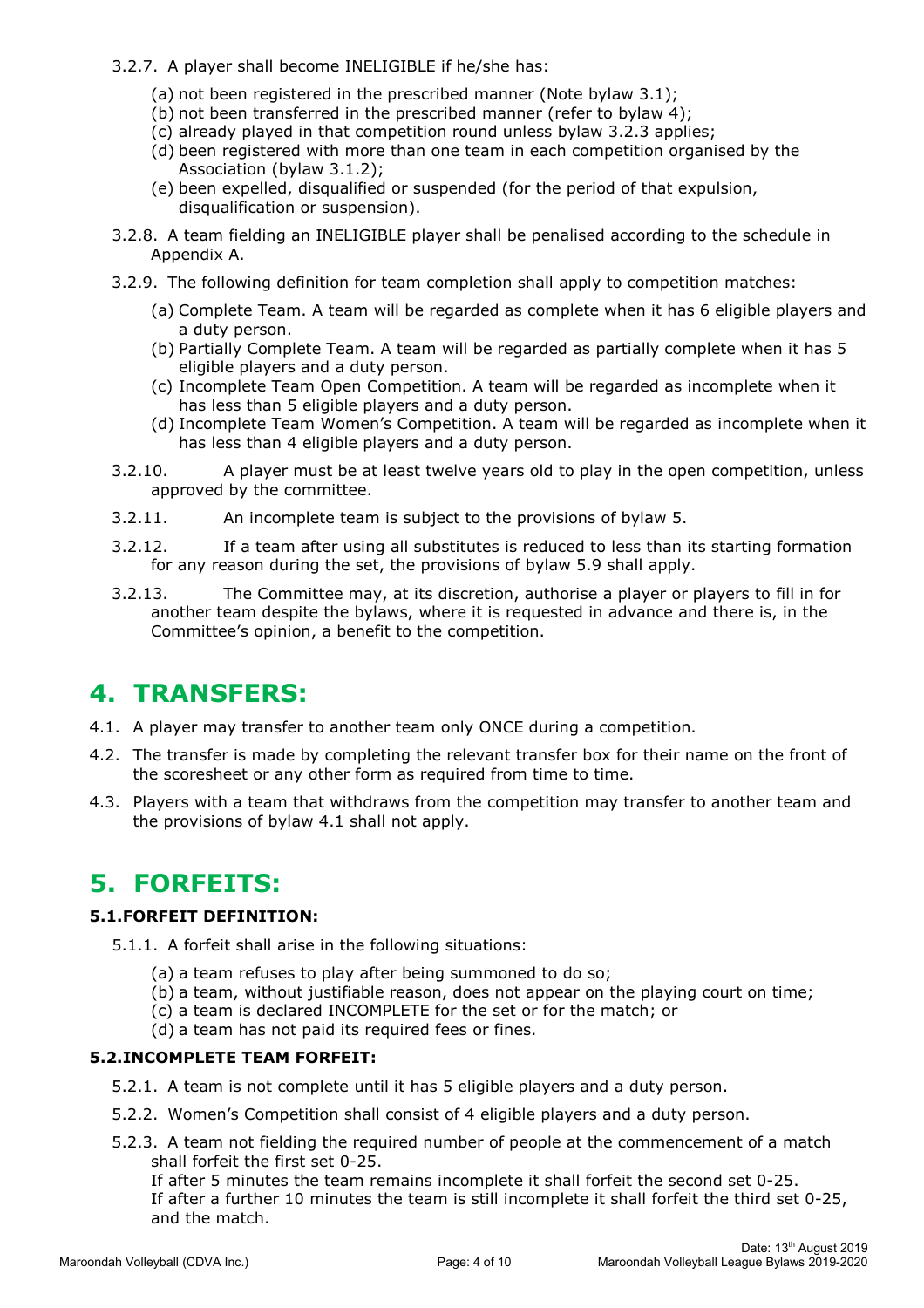3.2.7. A player shall become INELIGIBLE if he/she has:

(a) not been registered in the prescribed manner (Note bylaw 3.1);
(b) not been transferred in the prescribed manner (refer to bylaw 4);
(c) already played in that competition round unless bylaw 3.2.3 applies;
(d) been registered with more than one team in each competition organised by the Association (bylaw 3.1.2);
(e) been expelled, disqualified or suspended (for the period of that expulsion, disqualification or suspension).

3.2.8. A team fielding an INELIGIBLE player shall be penalised according to the schedule in Appendix A.

3.2.9. The following definition for team completion shall apply to competition matches:

(a) Complete Team. A team will be regarded as complete when it has 6 eligible players and a duty person.
(b) Partially Complete Team. A team will be regarded as partially complete when it has 5 eligible players and a duty person.
(c) Incomplete Team Open Competition. A team will be regarded as incomplete when it has less than 5 eligible players and a duty person.
(d) Incomplete Team Women's Competition. A team will be regarded as incomplete when it has less than 4 eligible players and a duty person.

3.2.10. A player must be at least twelve years old to play in the open competition, unless approved by the committee.

3.2.11. An incomplete team is subject to the provisions of bylaw 5.

3.2.12. If a team after using all substitutes is reduced to less than its starting formation for any reason during the set, the provisions of bylaw 5.9 shall apply.

3.2.13. The Committee may, at its discretion, authorise a player or players to fill in for another team despite the bylaws, where it is requested in advance and there is, in the Committee's opinion, a benefit to the competition.

# 4. TRANSFERS:

4.1. A player may transfer to another team only ONCE during a competition.

4.2. The transfer is made by completing the relevant transfer box for their name on the front of the scoresheet or any other form as required from time to time.

4.3. Players with a team that withdraws from the competition may transfer to another team and the provisions of bylaw 4.1 shall not apply.

# 5. FORFEITS:

### 5.1. FORFEIT DEFINITION:

5.1.1. A forfeit shall arise in the following situations:

(a) a team refuses to play after being summoned to do so;
(b) a team, without justifiable reason, does not appear on the playing court on time;
(c) a team is declared INCOMPLETE for the set or for the match; or
(d) a team has not paid its required fees or fines.

### 5.2. INCOMPLETE TEAM FORFEIT:

5.2.1. A team is not complete until it has 5 eligible players and a duty person.

5.2.2. Women's Competition shall consist of 4 eligible players and a duty person.

5.2.3. A team not fielding the required number of people at the commencement of a match shall forfeit the first set 0-25.
If after 5 minutes the team remains incomplete it shall forfeit the second set 0-25.
If after a further 10 minutes the team is still incomplete it shall forfeit the third set 0-25, and the match.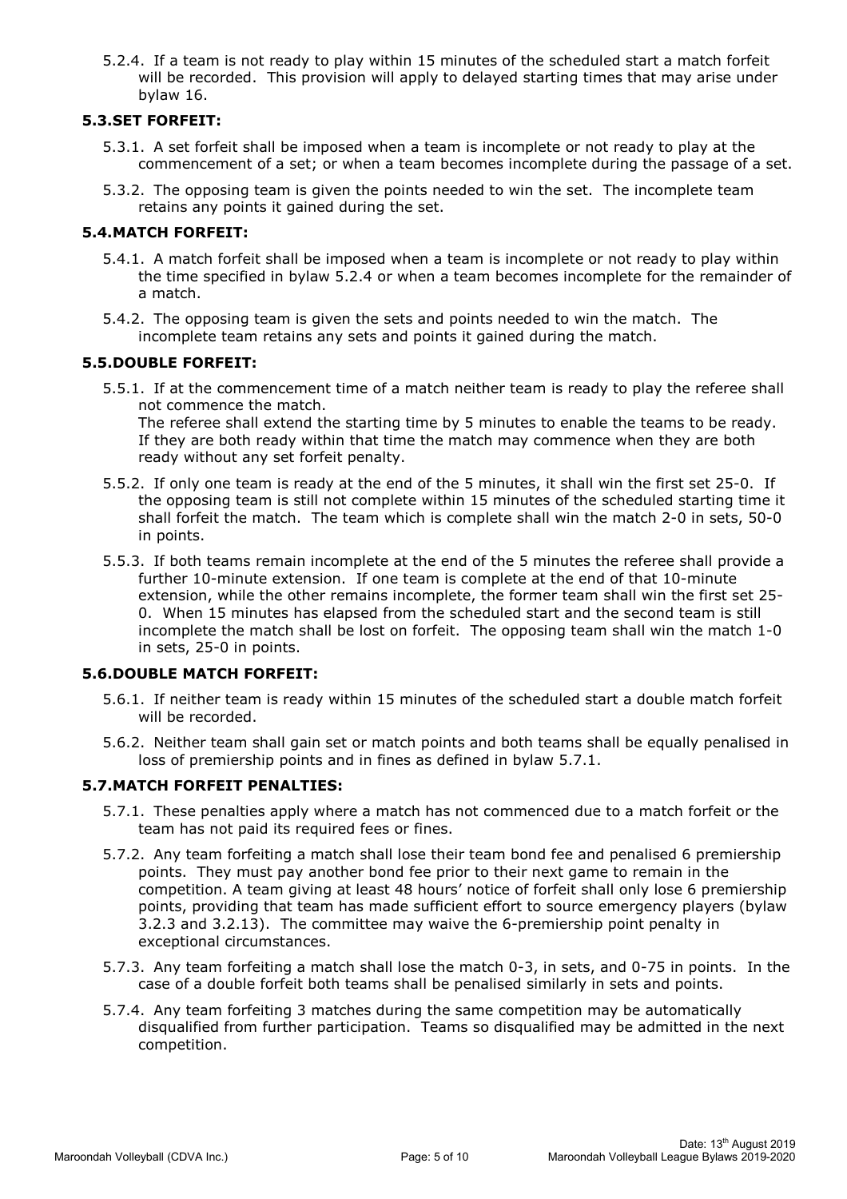5.2.4. If a team is not ready to play within 15 minutes of the scheduled start a match forfeit will be recorded. This provision will apply to delayed starting times that may arise under bylaw 16.

### 5.3. SET FORFEIT:

5.3.1. A set forfeit shall be imposed when a team is incomplete or not ready to play at the commencement of a set; or when a team becomes incomplete during the passage of a set.

5.3.2. The opposing team is given the points needed to win the set. The incomplete team retains any points it gained during the set.

### 5.4. MATCH FORFEIT:

5.4.1. A match forfeit shall be imposed when a team is incomplete or not ready to play within the time specified in bylaw 5.2.4 or when a team becomes incomplete for the remainder of a match.

5.4.2. The opposing team is given the sets and points needed to win the match. The incomplete team retains any sets and points it gained during the match.

### 5.5. DOUBLE FORFEIT:

5.5.1. If at the commencement time of a match neither team is ready to play the referee shall not commence the match.
The referee shall extend the starting time by 5 minutes to enable the teams to be ready. If they are both ready within that time the match may commence when they are both ready without any set forfeit penalty.

5.5.2. If only one team is ready at the end of the 5 minutes, it shall win the first set 25-0. If the opposing team is still not complete within 15 minutes of the scheduled starting time it shall forfeit the match. The team which is complete shall win the match 2-0 in sets, 50-0 in points.

5.5.3. If both teams remain incomplete at the end of the 5 minutes the referee shall provide a further 10-minute extension. If one team is complete at the end of that 10-minute extension, while the other remains incomplete, the former team shall win the first set 25-0. When 15 minutes has elapsed from the scheduled start and the second team is still incomplete the match shall be lost on forfeit. The opposing team shall win the match 1-0 in sets, 25-0 in points.

### 5.6. DOUBLE MATCH FORFEIT:

5.6.1. If neither team is ready within 15 minutes of the scheduled start a double match forfeit will be recorded.

5.6.2. Neither team shall gain set or match points and both teams shall be equally penalised in loss of premiership points and in fines as defined in bylaw 5.7.1.

### 5.7. MATCH FORFEIT PENALTIES:

5.7.1. These penalties apply where a match has not commenced due to a match forfeit or the team has not paid its required fees or fines.

5.7.2. Any team forfeiting a match shall lose their team bond fee and penalised 6 premiership points. They must pay another bond fee prior to their next game to remain in the competition. A team giving at least 48 hours' notice of forfeit shall only lose 6 premiership points, providing that team has made sufficient effort to source emergency players (bylaw 3.2.3 and 3.2.13). The committee may waive the 6-premiership point penalty in exceptional circumstances.

5.7.3. Any team forfeiting a match shall lose the match 0-3, in sets, and 0-75 in points. In the case of a double forfeit both teams shall be penalised similarly in sets and points.

5.7.4. Any team forfeiting 3 matches during the same competition may be automatically disqualified from further participation. Teams so disqualified may be admitted in the next competition.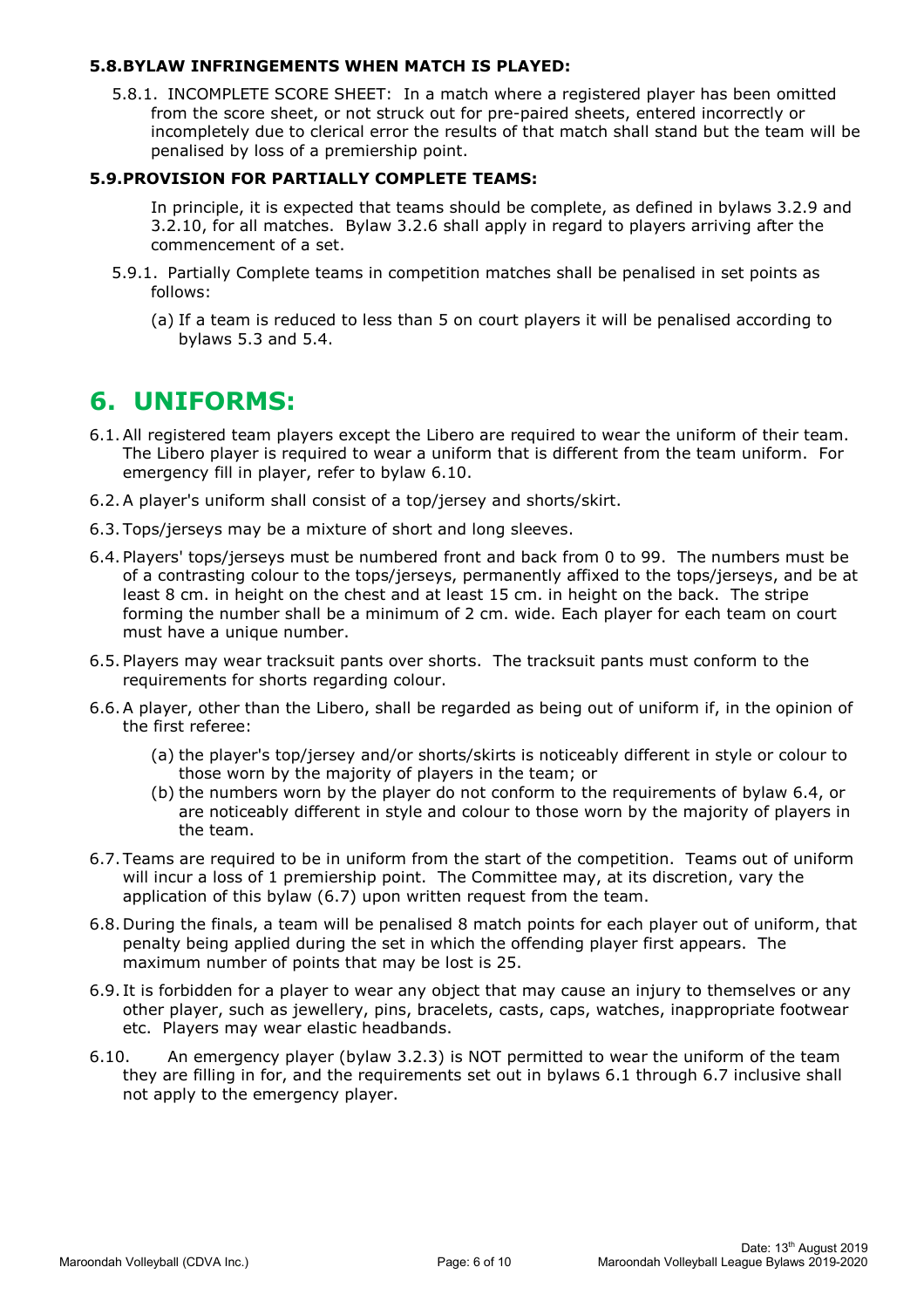**5.8. BYLAW INFRINGEMENTS WHEN MATCH IS PLAYED:**

5.8.1. INCOMPLETE SCORE SHEET: In a match where a registered player has been omitted from the score sheet, or not struck out for pre-paired sheets, entered incorrectly or incompletely due to clerical error the results of that match shall stand but the team will be penalised by loss of a premiership point.

**5.9. PROVISION FOR PARTIALLY COMPLETE TEAMS:**

In principle, it is expected that teams should be complete, as defined in bylaws 3.2.9 and 3.2.10, for all matches. Bylaw 3.2.6 shall apply in regard to players arriving after the commencement of a set.

5.9.1. Partially Complete teams in competition matches shall be penalised in set points as follows:

(a) If a team is reduced to less than 5 on court players it will be penalised according to bylaws 5.3 and 5.4.

# 6. UNIFORMS:

6.1. All registered team players except the Libero are required to wear the uniform of their team. The Libero player is required to wear a uniform that is different from the team uniform. For emergency fill in player, refer to bylaw 6.10.

6.2. A player's uniform shall consist of a top/jersey and shorts/skirt.

6.3. Tops/jerseys may be a mixture of short and long sleeves.

6.4. Players' tops/jerseys must be numbered front and back from 0 to 99. The numbers must be of a contrasting colour to the tops/jerseys, permanently affixed to the tops/jerseys, and be at least 8 cm. in height on the chest and at least 15 cm. in height on the back. The stripe forming the number shall be a minimum of 2 cm. wide. Each player for each team on court must have a unique number.

6.5. Players may wear tracksuit pants over shorts. The tracksuit pants must conform to the requirements for shorts regarding colour.

6.6. A player, other than the Libero, shall be regarded as being out of uniform if, in the opinion of the first referee:

(a) the player's top/jersey and/or shorts/skirts is noticeably different in style or colour to those worn by the majority of players in the team; or
(b) the numbers worn by the player do not conform to the requirements of bylaw 6.4, or are noticeably different in style and colour to those worn by the majority of players in the team.

6.7. Teams are required to be in uniform from the start of the competition. Teams out of uniform will incur a loss of 1 premiership point. The Committee may, at its discretion, vary the application of this bylaw (6.7) upon written request from the team.

6.8. During the finals, a team will be penalised 8 match points for each player out of uniform, that penalty being applied during the set in which the offending player first appears. The maximum number of points that may be lost is 25.

6.9. It is forbidden for a player to wear any object that may cause an injury to themselves or any other player, such as jewellery, pins, bracelets, casts, caps, watches, inappropriate footwear etc. Players may wear elastic headbands.

6.10. An emergency player (bylaw 3.2.3) is NOT permitted to wear the uniform of the team they are filling in for, and the requirements set out in bylaws 6.1 through 6.7 inclusive shall not apply to the emergency player.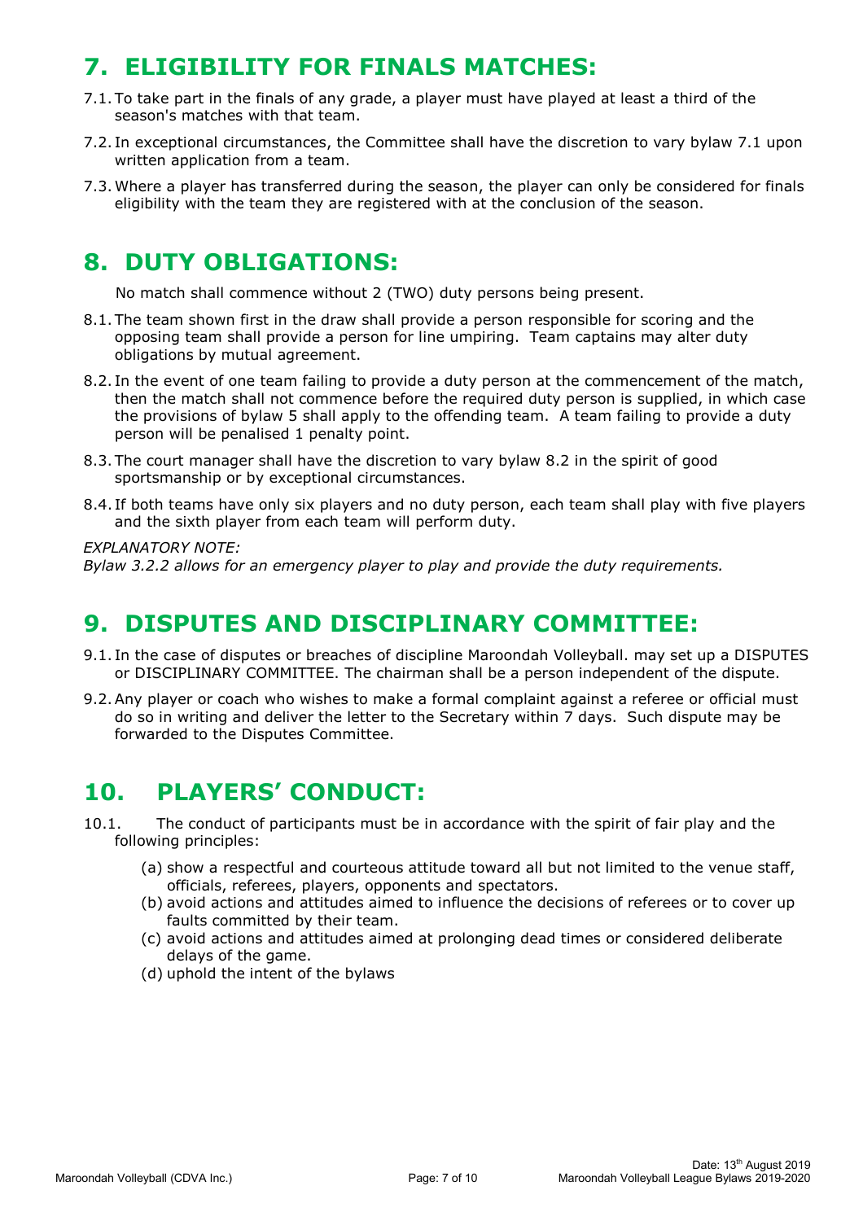# 7. ELIGIBILITY FOR FINALS MATCHES:

7.1. To take part in the finals of any grade, a player must have played at least a third of the season's matches with that team.

7.2. In exceptional circumstances, the Committee shall have the discretion to vary bylaw 7.1 upon written application from a team.

7.3. Where a player has transferred during the season, the player can only be considered for finals eligibility with the team they are registered with at the conclusion of the season.

# 8. DUTY OBLIGATIONS:

No match shall commence without 2 (TWO) duty persons being present.

8.1. The team shown first in the draw shall provide a person responsible for scoring and the opposing team shall provide a person for line umpiring. Team captains may alter duty obligations by mutual agreement.

8.2. In the event of one team failing to provide a duty person at the commencement of the match, then the match shall not commence before the required duty person is supplied, in which case the provisions of bylaw 5 shall apply to the offending team. A team failing to provide a duty person will be penalised 1 penalty point.

8.3. The court manager shall have the discretion to vary bylaw 8.2 in the spirit of good sportsmanship or by exceptional circumstances.

8.4. If both teams have only six players and no duty person, each team shall play with five players and the sixth player from each team will perform duty.

*EXPLANATORY NOTE:*
*Bylaw 3.2.2 allows for an emergency player to play and provide the duty requirements.*

# 9. DISPUTES AND DISCIPLINARY COMMITTEE:

9.1. In the case of disputes or breaches of discipline Maroondah Volleyball. may set up a DISPUTES or DISCIPLINARY COMMITTEE. The chairman shall be a person independent of the dispute.

9.2. Any player or coach who wishes to make a formal complaint against a referee or official must do so in writing and deliver the letter to the Secretary within 7 days. Such dispute may be forwarded to the Disputes Committee.

# 10. PLAYERS' CONDUCT:

10.1. The conduct of participants must be in accordance with the spirit of fair play and the following principles:

(a) show a respectful and courteous attitude toward all but not limited to the venue staff, officials, referees, players, opponents and spectators.
(b) avoid actions and attitudes aimed to influence the decisions of referees or to cover up faults committed by their team.
(c) avoid actions and attitudes aimed at prolonging dead times or considered deliberate delays of the game.
(d) uphold the intent of the bylaws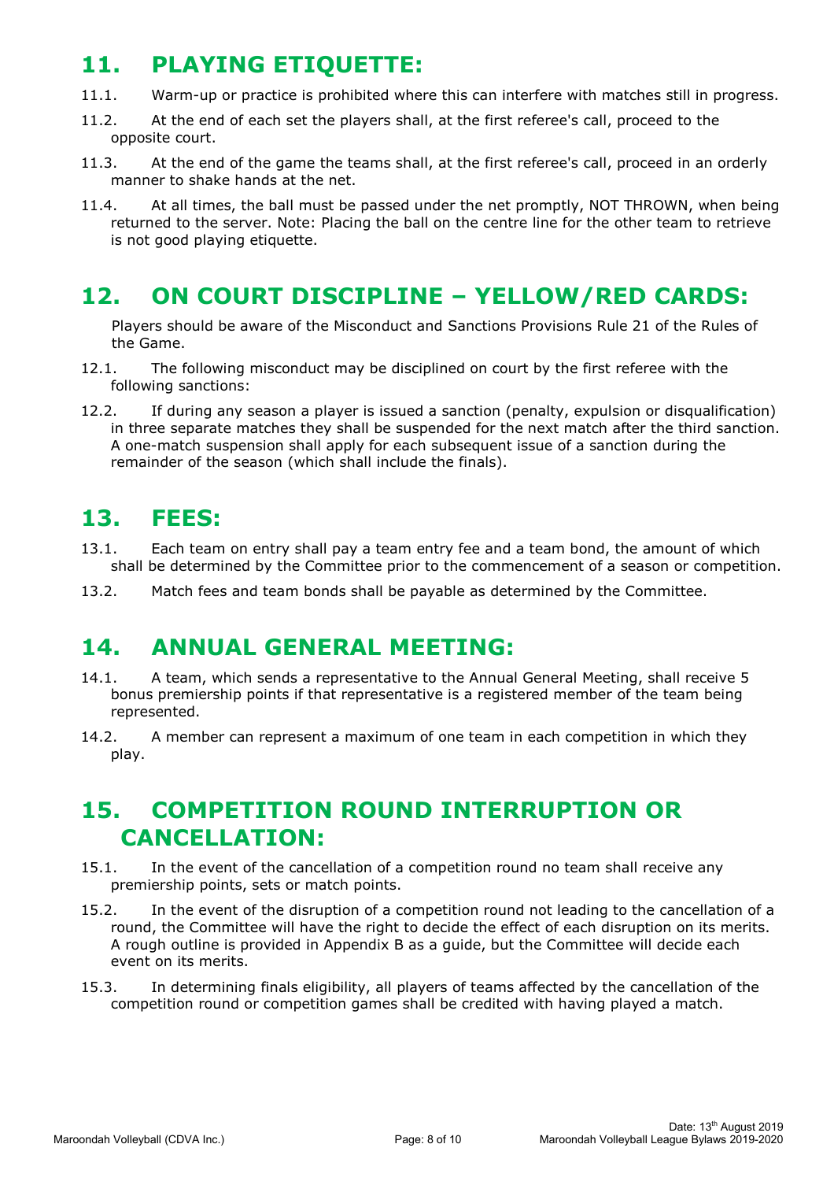## 11. PLAYING ETIQUETTE:

11.1. Warm-up or practice is prohibited where this can interfere with matches still in progress.

11.2. At the end of each set the players shall, at the first referee's call, proceed to the opposite court.

11.3. At the end of the game the teams shall, at the first referee's call, proceed in an orderly manner to shake hands at the net.

11.4. At all times, the ball must be passed under the net promptly, NOT THROWN, when being returned to the server. Note: Placing the ball on the centre line for the other team to retrieve is not good playing etiquette.

## 12. ON COURT DISCIPLINE – YELLOW/RED CARDS:

Players should be aware of the Misconduct and Sanctions Provisions Rule 21 of the Rules of the Game.

12.1. The following misconduct may be disciplined on court by the first referee with the following sanctions:

12.2. If during any season a player is issued a sanction (penalty, expulsion or disqualification) in three separate matches they shall be suspended for the next match after the third sanction. A one-match suspension shall apply for each subsequent issue of a sanction during the remainder of the season (which shall include the finals).

## 13. FEES:

13.1. Each team on entry shall pay a team entry fee and a team bond, the amount of which shall be determined by the Committee prior to the commencement of a season or competition.

13.2. Match fees and team bonds shall be payable as determined by the Committee.

## 14. ANNUAL GENERAL MEETING:

14.1. A team, which sends a representative to the Annual General Meeting, shall receive 5 bonus premiership points if that representative is a registered member of the team being represented.

14.2. A member can represent a maximum of one team in each competition in which they play.

## 15. COMPETITION ROUND INTERRUPTION OR CANCELLATION:

15.1. In the event of the cancellation of a competition round no team shall receive any premiership points, sets or match points.

15.2. In the event of the disruption of a competition round not leading to the cancellation of a round, the Committee will have the right to decide the effect of each disruption on its merits. A rough outline is provided in Appendix B as a guide, but the Committee will decide each event on its merits.

15.3. In determining finals eligibility, all players of teams affected by the cancellation of the competition round or competition games shall be credited with having played a match.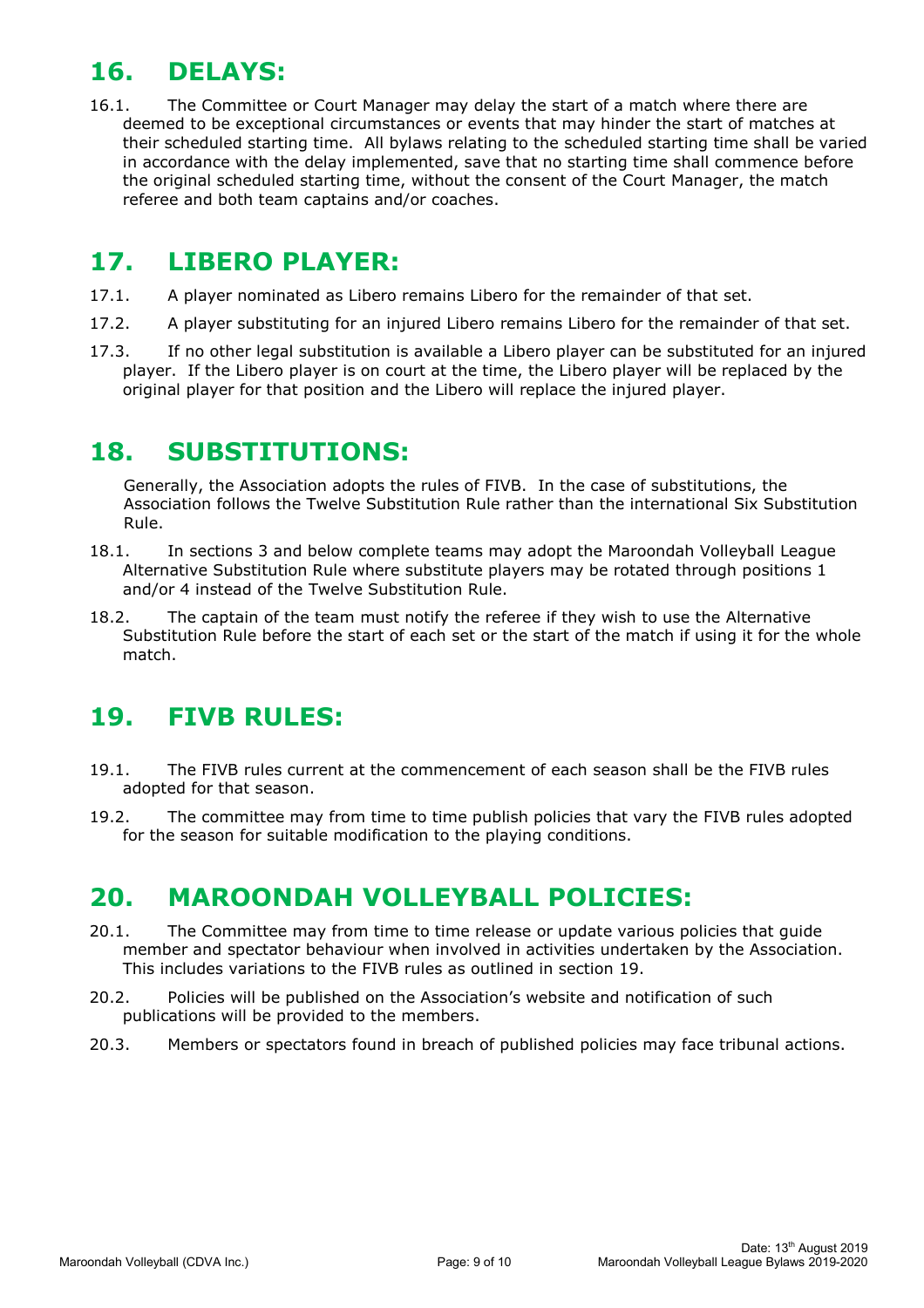# 16. DELAYS:

16.1. The Committee or Court Manager may delay the start of a match where there are deemed to be exceptional circumstances or events that may hinder the start of matches at their scheduled starting time. All bylaws relating to the scheduled starting time shall be varied in accordance with the delay implemented, save that no starting time shall commence before the original scheduled starting time, without the consent of the Court Manager, the match referee and both team captains and/or coaches.

# 17. LIBERO PLAYER:

17.1. A player nominated as Libero remains Libero for the remainder of that set.

17.2. A player substituting for an injured Libero remains Libero for the remainder of that set.

17.3. If no other legal substitution is available a Libero player can be substituted for an injured player. If the Libero player is on court at the time, the Libero player will be replaced by the original player for that position and the Libero will replace the injured player.

# 18. SUBSTITUTIONS:

Generally, the Association adopts the rules of FIVB. In the case of substitutions, the Association follows the Twelve Substitution Rule rather than the international Six Substitution Rule.

18.1. In sections 3 and below complete teams may adopt the Maroondah Volleyball League Alternative Substitution Rule where substitute players may be rotated through positions 1 and/or 4 instead of the Twelve Substitution Rule.

18.2. The captain of the team must notify the referee if they wish to use the Alternative Substitution Rule before the start of each set or the start of the match if using it for the whole match.

# 19. FIVB RULES:

19.1. The FIVB rules current at the commencement of each season shall be the FIVB rules adopted for that season.

19.2. The committee may from time to time publish policies that vary the FIVB rules adopted for the season for suitable modification to the playing conditions.

# 20. MAROONDAH VOLLEYBALL POLICIES:

20.1. The Committee may from time to time release or update various policies that guide member and spectator behaviour when involved in activities undertaken by the Association. This includes variations to the FIVB rules as outlined in section 19.

20.2. Policies will be published on the Association's website and notification of such publications will be provided to the members.

20.3. Members or spectators found in breach of published policies may face tribunal actions.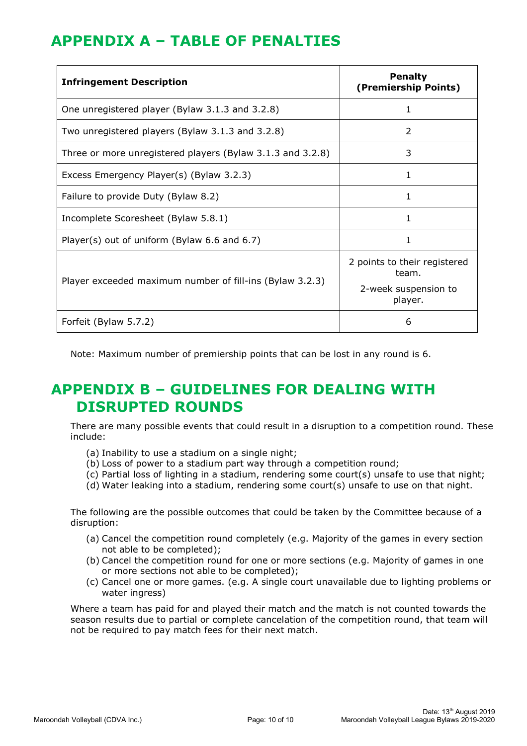# APPENDIX A – TABLE OF PENALTIES

| **Infringement Description** | **Penalty (Premiership Points)** |
| --- | --- |
| One unregistered player (Bylaw 3.1.3 and 3.2.8) | 1 |
| Two unregistered players (Bylaw 3.1.3 and 3.2.8) | 2 |
| Three or more unregistered players (Bylaw 3.1.3 and 3.2.8) | 3 |
| Excess Emergency Player(s) (Bylaw 3.2.3) | 1 |
| Failure to provide Duty (Bylaw 8.2) | 1 |
| Incomplete Scoresheet (Bylaw 5.8.1) | 1 |
| Player(s) out of uniform (Bylaw 6.6 and 6.7) | 1 |
| Player exceeded maximum number of fill-ins (Bylaw 3.2.3) | 2 points to their registered team. 2-week suspension to player. |
| Forfeit (Bylaw 5.7.2) | 6 |

Note: Maximum number of premiership points that can be lost in any round is 6.

# APPENDIX B – GUIDELINES FOR DEALING WITH DISRUPTED ROUNDS

There are many possible events that could result in a disruption to a competition round. These include:

(a) Inability to use a stadium on a single night;
(b) Loss of power to a stadium part way through a competition round;
(c) Partial loss of lighting in a stadium, rendering some court(s) unsafe to use that night;
(d) Water leaking into a stadium, rendering some court(s) unsafe to use on that night.

The following are the possible outcomes that could be taken by the Committee because of a disruption:

(a) Cancel the competition round completely (e.g. Majority of the games in every section not able to be completed);
(b) Cancel the competition round for one or more sections (e.g. Majority of games in one or more sections not able to be completed);
(c) Cancel one or more games. (e.g. A single court unavailable due to lighting problems or water ingress)

Where a team has paid for and played their match and the match is not counted towards the season results due to partial or complete cancelation of the competition round, that team will not be required to pay match fees for their next match.